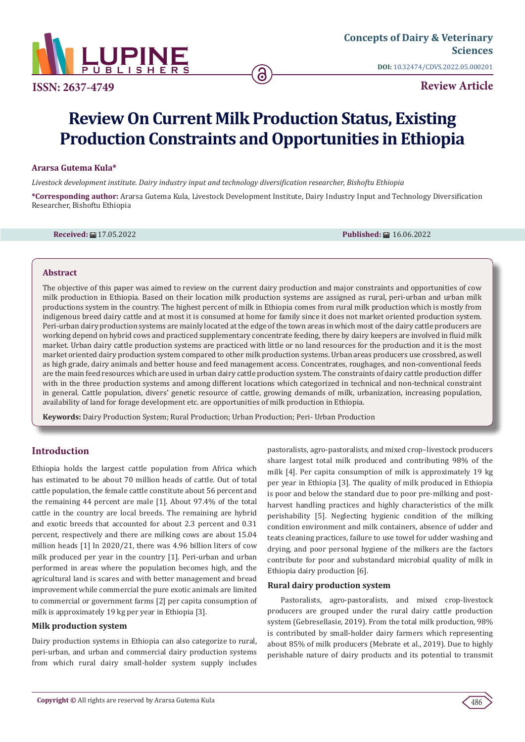# Review On Current Milk Production Status, Existing Production Constraints and Opportunities in Ethiopia

**Ararsa Gutema Kula***

*Livestock development institute. Dairy industry input and technology diversification researcher, Bishoftu Ethiopia*

**\*Corresponding author:** Ararsa Gutema Kula, Livestock Development Institute, Dairy Industry Input and Technology Diversification Researcher, Bishoftu Ethiopia

**Received:** 17.05.2022 **Published:** 16.06.2022

## Abstract

The objective of this paper was aimed to review on the current dairy production and major constraints and opportunities of cow milk production in Ethiopia. Based on their location milk production systems are assigned as rural, peri-urban and urban milk productions system in the country. The highest percent of milk in Ethiopia comes from rural milk production which is mostly from indigenous breed dairy cattle and at most it is consumed at home for family since it does not market oriented production system. Peri-urban dairy production systems are mainly located at the edge of the town areas in which most of the dairy cattle producers are working depend on hybrid cows and practiced supplementary concentrate feeding, there by dairy keepers are involved in fluid milk market. Urban dairy cattle production systems are practiced with little or no land resources for the production and it is the most market oriented dairy production system compared to other milk production systems. Urban areas producers use crossbred, as well as high grade, dairy animals and better house and feed management access. Concentrates, roughages, and non-conventional feeds are the main feed resources which are used in urban dairy cattle production system. The constraints of dairy cattle production differ with in the three production systems and among different locations which categorized in technical and non-technical constraint in general. Cattle population, divers' genetic resource of cattle, growing demands of milk, urbanization, increasing population, availability of land for forage development etc. are opportunities of milk production in Ethiopia.

**Keywords:** Dairy Production System; Rural Production; Urban Production; Peri- Urban Production

## Introduction

Ethiopia holds the largest cattle population from Africa which has estimated to be about 70 million heads of cattle. Out of total cattle population, the female cattle constitute about 56 percent and the remaining 44 percent are male [1]. About 97.4% of the total cattle in the country are local breeds. The remaining are hybrid and exotic breeds that accounted for about 2.3 percent and 0.31 percent, respectively and there are milking cows are about 15.04 million heads [1] In 2020/21, there was 4.96 billion liters of cow milk produced per year in the country [1]. Peri-urban and urban performed in areas where the population becomes high, and the agricultural land is scares and with better management and bread improvement while commercial the pure exotic animals are limited to commercial or government farms [2] per capita consumption of milk is approximately 19 kg per year in Ethiopia [3].

### Milk production system

Dairy production systems in Ethiopia can also categorize to rural, peri-urban, and urban and commercial dairy production systems from which rural dairy small-holder system supply includes pastoralists, agro-pastoralists, and mixed crop–livestock producers share largest total milk produced and contributing 98% of the milk [4]. Per capita consumption of milk is approximately 19 kg per year in Ethiopia [3]. The quality of milk produced in Ethiopia is poor and below the standard due to poor pre-milking and post-harvest handling practices and highly characteristics of the milk perishability [5]. Neglecting hygienic condition of the milking condition environment and milk containers, absence of udder and teats cleaning practices, failure to use towel for udder washing and drying, and poor personal hygiene of the milkers are the factors contribute for poor and substandard microbial quality of milk in Ethiopia dairy production [6].

### Rural dairy production system

Pastoralists, agro-pastoralists, and mixed crop-livestock producers are grouped under the rural dairy cattle production system (Gebresellasie, 2019). From the total milk production, 98% is contributed by small-holder dairy farmers which representing about 85% of milk producers (Mebrate et al., 2019). Due to highly perishable nature of dairy products and its potential to transmit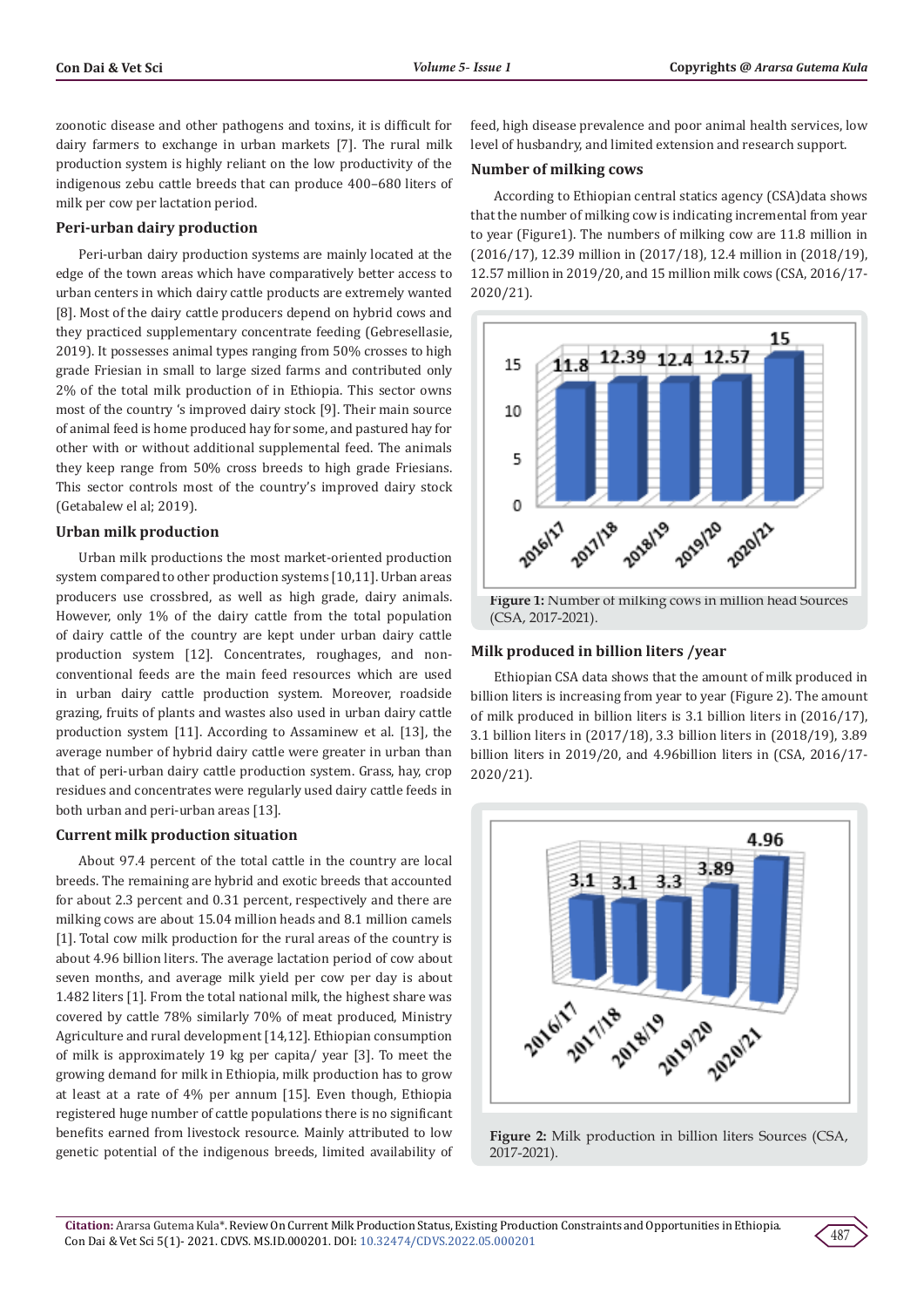zoonotic disease and other pathogens and toxins, it is difficult for dairy farmers to exchange in urban markets [7]. The rural milk production system is highly reliant on the low productivity of the indigenous zebu cattle breeds that can produce 400–680 liters of milk per cow per lactation period.

### Peri-urban dairy production

Peri-urban dairy production systems are mainly located at the edge of the town areas which have comparatively better access to urban centers in which dairy cattle products are extremely wanted [8]. Most of the dairy cattle producers depend on hybrid cows and they practiced supplementary concentrate feeding (Gebresellasie, 2019). It possesses animal types ranging from 50% crosses to high grade Friesian in small to large sized farms and contributed only 2% of the total milk production of in Ethiopia. This sector owns most of the country 's improved dairy stock [9]. Their main source of animal feed is home produced hay for some, and pastured hay for other with or without additional supplemental feed. The animals they keep range from 50% cross breeds to high grade Friesians. This sector controls most of the country's improved dairy stock (Getabalew el al; 2019).

### Urban milk production

Urban milk productions the most market-oriented production system compared to other production systems [10,11]. Urban areas producers use crossbred, as well as high grade, dairy animals. However, only 1% of the dairy cattle from the total population of dairy cattle of the country are kept under urban dairy cattle production system [12]. Concentrates, roughages, and non-conventional feeds are the main feed resources which are used in urban dairy cattle production system. Moreover, roadside grazing, fruits of plants and wastes also used in urban dairy cattle production system [11]. According to Assaminew et al. [13], the average number of hybrid dairy cattle were greater in urban than that of peri-urban dairy cattle production system. Grass, hay, crop residues and concentrates were regularly used dairy cattle feeds in both urban and peri-urban areas [13].

### Current milk production situation

About 97.4 percent of the total cattle in the country are local breeds. The remaining are hybrid and exotic breeds that accounted for about 2.3 percent and 0.31 percent, respectively and there are milking cows are about 15.04 million heads and 8.1 million camels [1]. Total cow milk production for the rural areas of the country is about 4.96 billion liters. The average lactation period of cow about seven months, and average milk yield per cow per day is about 1.482 liters [1]. From the total national milk, the highest share was covered by cattle 78% similarly 70% of meat produced, Ministry Agriculture and rural development [14,12]. Ethiopian consumption of milk is approximately 19 kg per capita/ year [3]. To meet the growing demand for milk in Ethiopia, milk production has to grow at least at a rate of 4% per annum [15]. Even though, Ethiopia registered huge number of cattle populations there is no significant benefits earned from livestock resource. Mainly attributed to low genetic potential of the indigenous breeds, limited availability of feed, high disease prevalence and poor animal health services, low level of husbandry, and limited extension and research support.

### Number of milking cows

According to Ethiopian central statics agency (CSA)data shows that the number of milking cow is indicating incremental from year to year (Figure1). The numbers of milking cow are 11.8 million in (2016/17), 12.39 million in (2017/18), 12.4 million in (2018/19), 12.57 million in 2019/20, and 15 million milk cows (CSA, 2016/17-2020/21).

**Figure 1:** Number of milking cows in million head Sources (CSA, 2017-2021).

### Milk produced in billion liters /year

Ethiopian CSA data shows that the amount of milk produced in billion liters is increasing from year to year (Figure 2). The amount of milk produced in billion liters is 3.1 billion liters in (2016/17), 3.1 billion liters in (2017/18), 3.3 billion liters in (2018/19), 3.89 billion liters in 2019/20, and 4.96billion liters in (CSA, 2016/17-2020/21).

**Figure 2:** Milk production in billion liters Sources (CSA, 2017-2021).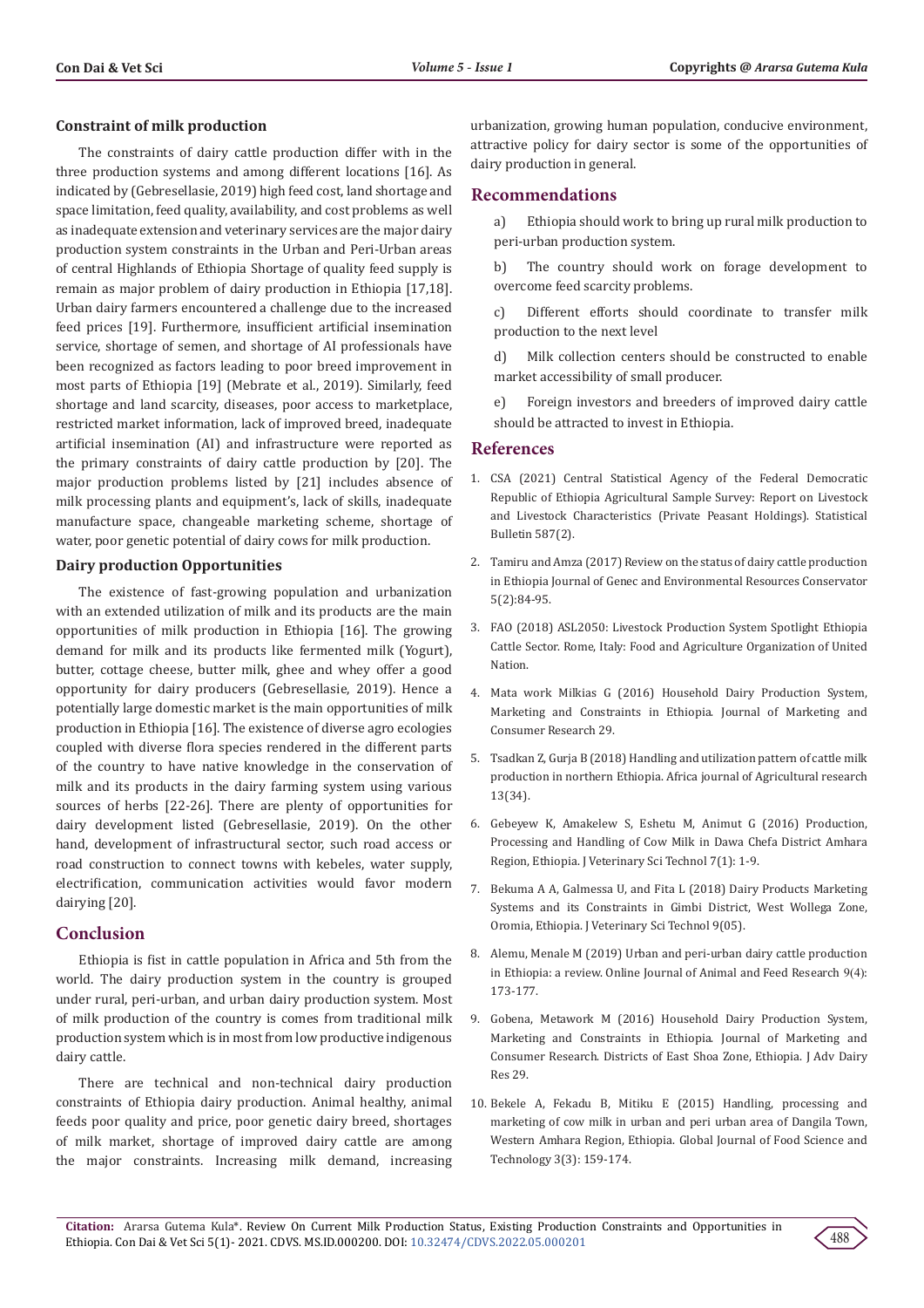### Constraint of milk production

The constraints of dairy cattle production differ with in the three production systems and among different locations [16]. As indicated by (Gebresellasie, 2019) high feed cost, land shortage and space limitation, feed quality, availability, and cost problems as well as inadequate extension and veterinary services are the major dairy production system constraints in the Urban and Peri-Urban areas of central Highlands of Ethiopia Shortage of quality feed supply is remain as major problem of dairy production in Ethiopia [17,18]. Urban dairy farmers encountered a challenge due to the increased feed prices [19]. Furthermore, insufficient artificial insemination service, shortage of semen, and shortage of AI professionals have been recognized as factors leading to poor breed improvement in most parts of Ethiopia [19] (Mebrate et al., 2019). Similarly, feed shortage and land scarcity, diseases, poor access to marketplace, restricted market information, lack of improved breed, inadequate artificial insemination (AI) and infrastructure were reported as the primary constraints of dairy cattle production by [20]. The major production problems listed by [21] includes absence of milk processing plants and equipment's, lack of skills, inadequate manufacture space, changeable marketing scheme, shortage of water, poor genetic potential of dairy cows for milk production.

### Dairy production Opportunities

The existence of fast-growing population and urbanization with an extended utilization of milk and its products are the main opportunities of milk production in Ethiopia [16]. The growing demand for milk and its products like fermented milk (Yogurt), butter, cottage cheese, butter milk, ghee and whey offer a good opportunity for dairy producers (Gebresellasie, 2019). Hence a potentially large domestic market is the main opportunities of milk production in Ethiopia [16]. The existence of diverse agro ecologies coupled with diverse flora species rendered in the different parts of the country to have native knowledge in the conservation of milk and its products in the dairy farming system using various sources of herbs [22-26]. There are plenty of opportunities for dairy development listed (Gebresellasie, 2019). On the other hand, development of infrastructural sector, such road access or road construction to connect towns with kebeles, water supply, electrification, communication activities would favor modern dairying [20].

## Conclusion

Ethiopia is fist in cattle population in Africa and 5th from the world. The dairy production system in the country is grouped under rural, peri-urban, and urban dairy production system. Most of milk production of the country is comes from traditional milk production system which is in most from low productive indigenous dairy cattle.

There are technical and non-technical dairy production constraints of Ethiopia dairy production. Animal healthy, animal feeds poor quality and price, poor genetic dairy breed, shortages of milk market, shortage of improved dairy cattle are among the major constraints. Increasing milk demand, increasing urbanization, growing human population, conducive environment, attractive policy for dairy sector is some of the opportunities of dairy production in general.

## Recommendations

a) Ethiopia should work to bring up rural milk production to peri-urban production system.

b) The country should work on forage development to overcome feed scarcity problems.

c) Different efforts should coordinate to transfer milk production to the next level

d) Milk collection centers should be constructed to enable market accessibility of small producer.

e) Foreign investors and breeders of improved dairy cattle should be attracted to invest in Ethiopia.

## References

1. CSA (2021) Central Statistical Agency of the Federal Democratic Republic of Ethiopia Agricultural Sample Survey: Report on Livestock and Livestock Characteristics (Private Peasant Holdings). Statistical Bulletin 587(2).
2. Tamiru and Amza (2017) Review on the status of dairy cattle production in Ethiopia Journal of Genec and Environmental Resources Conservator 5(2):84-95.
3. FAO (2018) ASL2050: Livestock Production System Spotlight Ethiopia Cattle Sector. Rome, Italy: Food and Agriculture Organization of United Nation.
4. Mata work Milkias G (2016) Household Dairy Production System, Marketing and Constraints in Ethiopia. Journal of Marketing and Consumer Research 29.
5. Tsadkan Z, Gurja B (2018) Handling and utilization pattern of cattle milk production in northern Ethiopia. Africa journal of Agricultural research 13(34).
6. Gebeyew K, Amakelew S, Eshetu M, Animut G (2016) Production, Processing and Handling of Cow Milk in Dawa Chefa District Amhara Region, Ethiopia. J Veterinary Sci Technol 7(1): 1-9.
7. Bekuma A A, Galmessa U, and Fita L (2018) Dairy Products Marketing Systems and its Constraints in Gimbi District, West Wollega Zone, Oromia, Ethiopia. J Veterinary Sci Technol 9(05).
8. Alemu, Menale M (2019) Urban and peri-urban dairy cattle production in Ethiopia: a review. Online Journal of Animal and Feed Research 9(4): 173-177.
9. Gobena, Metawork M (2016) Household Dairy Production System, Marketing and Constraints in Ethiopia. Journal of Marketing and Consumer Research. Districts of East Shoa Zone, Ethiopia. J Adv Dairy Res 29.
10. Bekele A, Fekadu B, Mitiku E (2015) Handling, processing and marketing of cow milk in urban and peri urban area of Dangila Town, Western Amhara Region, Ethiopia. Global Journal of Food Science and Technology 3(3): 159-174.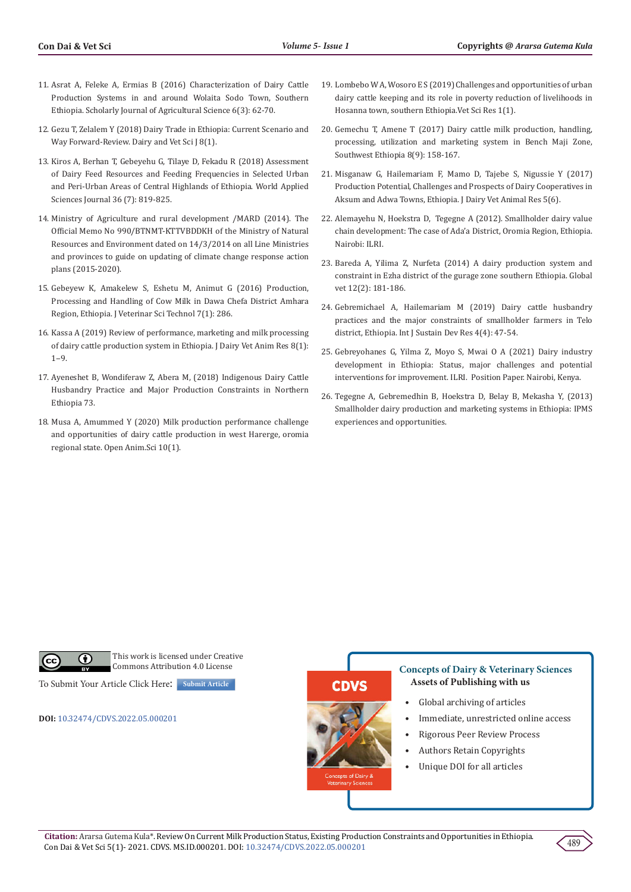11. Asrat A, Feleke A, Ermias B (2016) Characterization of Dairy Cattle Production Systems in and around Wolaita Sodo Town, Southern Ethiopia. Scholarly Journal of Agricultural Science 6(3): 62-70.

12. Gezu T, Zelalem Y (2018) Dairy Trade in Ethiopia: Current Scenario and Way Forward-Review. Dairy and Vet Sci J 8(1).

13. Kiros A, Berhan T, Gebeyehu G, Tilaye D, Fekadu R (2018) Assessment of Dairy Feed Resources and Feeding Frequencies in Selected Urban and Peri-Urban Areas of Central Highlands of Ethiopia. World Applied Sciences Journal 36 (7): 819-825.

14. Ministry of Agriculture and rural development /MARD (2014). The Official Memo No 990/BTNMT-KTTVBDDKH of the Ministry of Natural Resources and Environment dated on 14/3/2014 on all Line Ministries and provinces to guide on updating of climate change response action plans (2015-2020).

15. Gebeyew K, Amakelew S, Eshetu M, Animut G (2016) Production, Processing and Handling of Cow Milk in Dawa Chefa District Amhara Region, Ethiopia. J Veterinar Sci Technol 7(1): 286.

16. Kassa A (2019) Review of performance, marketing and milk processing of dairy cattle production system in Ethiopia. J Dairy Vet Anim Res 8(1): 1–9.

17. Ayeneshet B, Wondiferaw Z, Abera M, (2018) Indigenous Dairy Cattle Husbandry Practice and Major Production Constraints in Northern Ethiopia 73.

18. Musa A, Amummed Y (2020) Milk production performance challenge and opportunities of dairy cattle production in west Harerge, oromia regional state. Open Anim.Sci 10(1).

19. Lombebo W A, Wosoro E S (2019) Challenges and opportunities of urban dairy cattle keeping and its role in poverty reduction of livelihoods in Hosanna town, southern Ethiopia.Vet Sci Res 1(1).

20. Gemechu T, Amene T (2017) Dairy cattle milk production, handling, processing, utilization and marketing system in Bench Maji Zone, Southwest Ethiopia 8(9): 158-167.

21. Misganaw G, Hailemariam F, Mamo D, Tajebe S, Nigussie Y (2017) Production Potential, Challenges and Prospects of Dairy Cooperatives in Aksum and Adwa Towns, Ethiopia. J Dairy Vet Animal Res 5(6).

22. Alemayehu N, Hoekstra D, Tegegne A (2012). Smallholder dairy value chain development: The case of Ada'a District, Oromia Region, Ethiopia. Nairobi: ILRI.

23. Bareda A, Yilima Z, Nurfeta (2014) A dairy production system and constraint in Ezha district of the gurage zone southern Ethiopia. Global vet 12(2): 181-186.

24. Gebremichael A, Hailemariam M (2019) Dairy cattle husbandry practices and the major constraints of smallholder farmers in Telo district, Ethiopia. Int J Sustain Dev Res 4(4): 47-54.

25. Gebreyohanes G, Yilma Z, Moyo S, Mwai O A (2021) Dairy industry development in Ethiopia: Status, major challenges and potential interventions for improvement. ILRI. Position Paper. Nairobi, Kenya.

26. Tegegne A, Gebremedhin B, Hoekstra D, Belay B, Mekasha Y, (2013) Smallholder dairy production and marketing systems in Ethiopia: IPMS experiences and opportunities.

This work is licensed under Creative Commons Attribution 4.0 License

To Submit Your Article Click Here: Submit Article

**DOI:** 10.32474/CDVS.2022.05.000201

**Concepts of Dairy & Veterinary Sciences**

**Assets of Publishing with us**

- Global archiving of articles
- Immediate, unrestricted online access
- Rigorous Peer Review Process
- Authors Retain Copyrights
- Unique DOI for all articles

**Citation:** Ararsa Gutema Kula*. Review On Current Milk Production Status, Existing Production Constraints and Opportunities in Ethiopia. Con Dai & Vet Sci 5(1)- 2021. CDVS. MS.ID.000201. DOI: 10.32474/CDVS.2022.05.000201